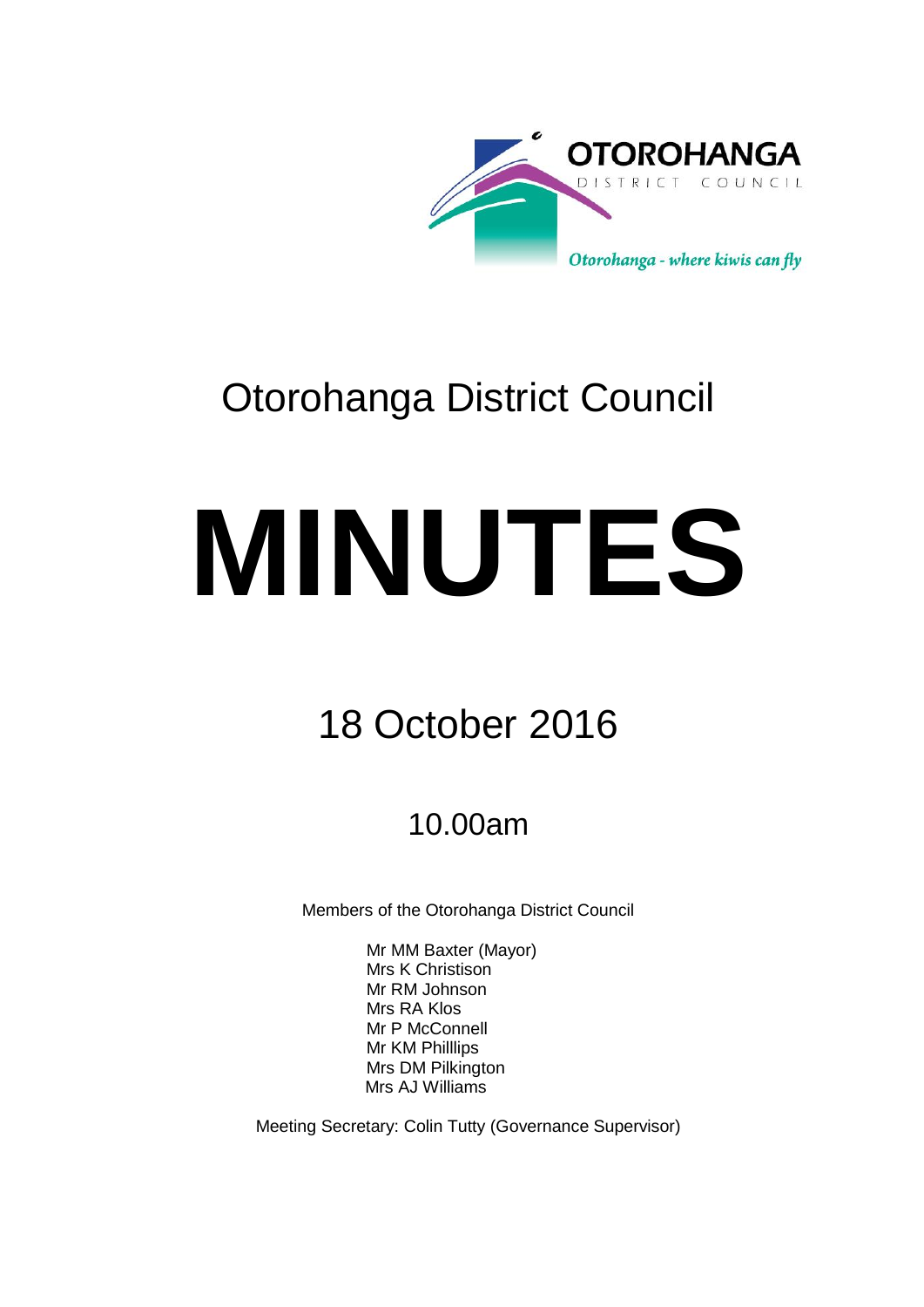OTOROHANGA

DISTRICT COUNCIL

*Otorohanga - where kiwis can fly*

# Otorohanga District Council

# MINUTES

## 18 October 2016

### 10.00am

Members of the Otorohanga District Council

Mr MM Baxter (Mayor)
Mrs K Christison
Mr RM Johnson
Mrs RA Klos
Mr P McConnell
Mr KM Philllips
Mrs DM Pilkington
Mrs AJ Williams

Meeting Secretary: Colin Tutty (Governance Supervisor)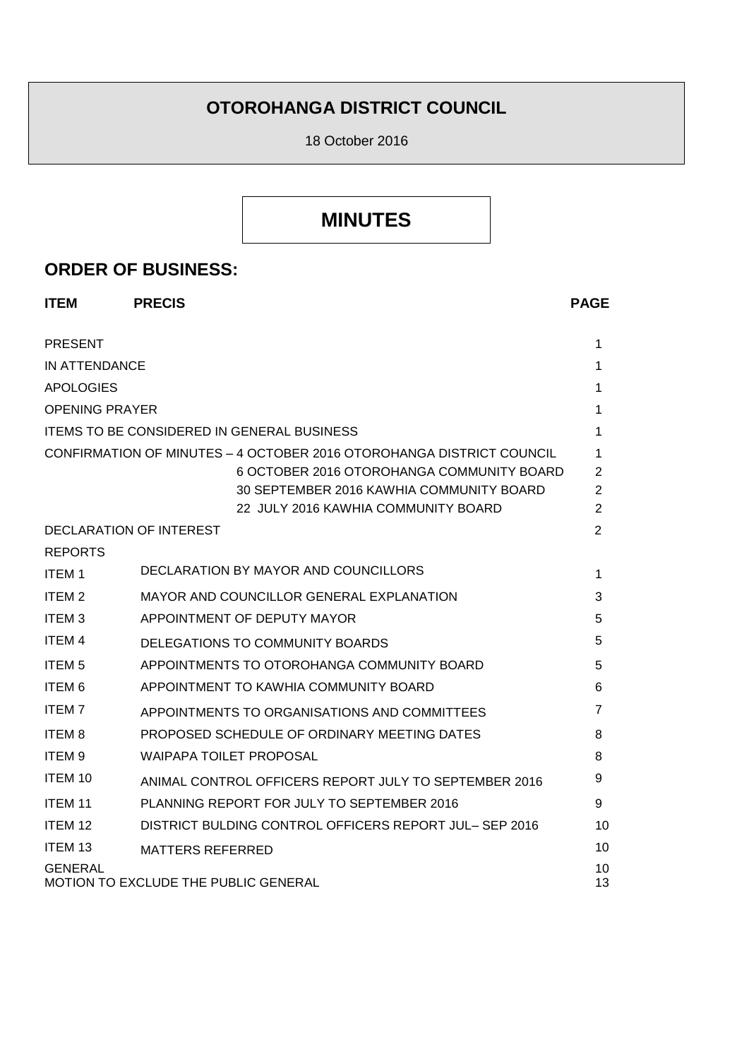# OTOROHANGA DISTRICT COUNCIL

18 October 2016

# MINUTES

## ORDER OF BUSINESS:

| ITEM | PRECIS | PAGE |
|---|---|---|
| PRESENT | | 1 |
| IN ATTENDANCE | | 1 |
| APOLOGIES | | 1 |
| OPENING PRAYER | | 1 |
| ITEMS TO BE CONSIDERED IN GENERAL BUSINESS | | 1 |
| CONFIRMATION OF MINUTES – 4 OCTOBER 2016 OTOROHANGA DISTRICT COUNCIL | | 1 |
| | 6 OCTOBER 2016 OTOROHANGA COMMUNITY BOARD | 2 |
| | 30 SEPTEMBER 2016 KAWHIA COMMUNITY BOARD | 2 |
| | 22 JULY 2016 KAWHIA COMMUNITY BOARD | 2 |
| DECLARATION OF INTEREST | | 2 |
| REPORTS | | |
| ITEM 1 | DECLARATION BY MAYOR AND COUNCILLORS | 1 |
| ITEM 2 | MAYOR AND COUNCILLOR GENERAL EXPLANATION | 3 |
| ITEM 3 | APPOINTMENT OF DEPUTY MAYOR | 5 |
| ITEM 4 | DELEGATIONS TO COMMUNITY BOARDS | 5 |
| ITEM 5 | APPOINTMENTS TO OTOROHANGA COMMUNITY BOARD | 5 |
| ITEM 6 | APPOINTMENT TO KAWHIA COMMUNITY BOARD | 6 |
| ITEM 7 | APPOINTMENTS TO ORGANISATIONS AND COMMITTEES | 7 |
| ITEM 8 | PROPOSED SCHEDULE OF ORDINARY MEETING DATES | 8 |
| ITEM 9 | WAIPAPA TOILET PROPOSAL | 8 |
| ITEM 10 | ANIMAL CONTROL OFFICERS REPORT JULY TO SEPTEMBER 2016 | 9 |
| ITEM 11 | PLANNING REPORT FOR JULY TO SEPTEMBER 2016 | 9 |
| ITEM 12 | DISTRICT BULDING CONTROL OFFICERS REPORT JUL– SEP 2016 | 10 |
| ITEM 13 | MATTERS REFERRED | 10 |
| GENERAL | | 10 |
| MOTION TO EXCLUDE THE PUBLIC GENERAL | | 13 |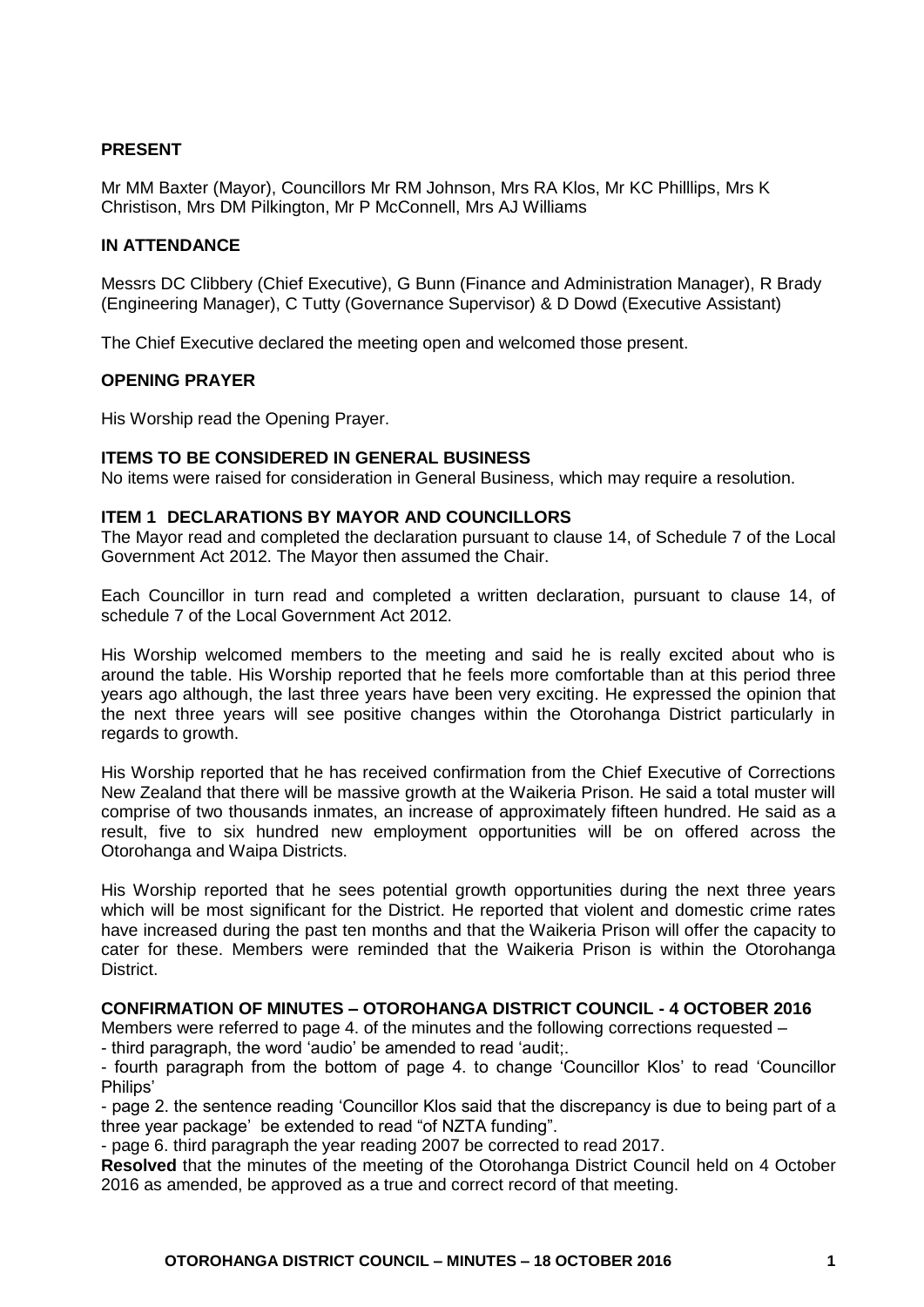**PRESENT**

Mr MM Baxter (Mayor), Councillors Mr RM Johnson, Mrs RA Klos, Mr KC Philllips, Mrs K Christison, Mrs DM Pilkington, Mr P McConnell, Mrs AJ Williams

**IN ATTENDANCE**

Messrs DC Clibbery (Chief Executive), G Bunn (Finance and Administration Manager), R Brady (Engineering Manager), C Tutty (Governance Supervisor) & D Dowd (Executive Assistant)

The Chief Executive declared the meeting open and welcomed those present.

**OPENING PRAYER**

His Worship read the Opening Prayer.

**ITEMS TO BE CONSIDERED IN GENERAL BUSINESS**

No items were raised for consideration in General Business, which may require a resolution.

**ITEM 1 DECLARATIONS BY MAYOR AND COUNCILLORS**

The Mayor read and completed the declaration pursuant to clause 14, of Schedule 7 of the Local Government Act 2012. The Mayor then assumed the Chair.

Each Councillor in turn read and completed a written declaration, pursuant to clause 14, of schedule 7 of the Local Government Act 2012.

His Worship welcomed members to the meeting and said he is really excited about who is around the table. His Worship reported that he feels more comfortable than at this period three years ago although, the last three years have been very exciting. He expressed the opinion that the next three years will see positive changes within the Otorohanga District particularly in regards to growth.

His Worship reported that he has received confirmation from the Chief Executive of Corrections New Zealand that there will be massive growth at the Waikeria Prison. He said a total muster will comprise of two thousands inmates, an increase of approximately fifteen hundred. He said as a result, five to six hundred new employment opportunities will be on offered across the Otorohanga and Waipa Districts.

His Worship reported that he sees potential growth opportunities during the next three years which will be most significant for the District. He reported that violent and domestic crime rates have increased during the past ten months and that the Waikeria Prison will offer the capacity to cater for these. Members were reminded that the Waikeria Prison is within the Otorohanga District.

**CONFIRMATION OF MINUTES – OTOROHANGA DISTRICT COUNCIL - 4 OCTOBER 2016**

Members were referred to page 4. of the minutes and the following corrections requested –

- third paragraph, the word 'audio' be amended to read 'audit;.
- fourth paragraph from the bottom of page 4. to change 'Councillor Klos' to read 'Councillor Philips'
- page 2. the sentence reading 'Councillor Klos said that the discrepancy is due to being part of a three year package' be extended to read "of NZTA funding".
- page 6. third paragraph the year reading 2007 be corrected to read 2017.

**Resolved** that the minutes of the meeting of the Otorohanga District Council held on 4 October 2016 as amended, be approved as a true and correct record of that meeting.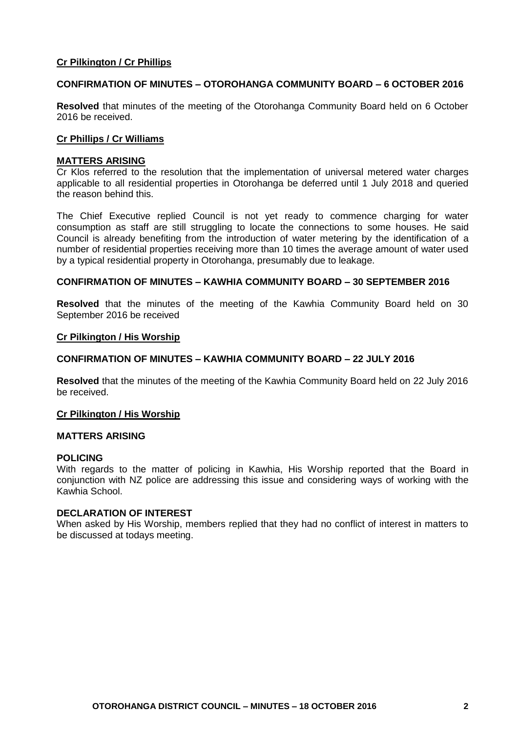**Cr Pilkington / Cr Phillips**

**CONFIRMATION OF MINUTES – OTOROHANGA COMMUNITY BOARD – 6 OCTOBER 2016**

**Resolved** that minutes of the meeting of the Otorohanga Community Board held on 6 October 2016 be received.

**Cr Phillips / Cr Williams**

**MATTERS ARISING**

Cr Klos referred to the resolution that the implementation of universal metered water charges applicable to all residential properties in Otorohanga be deferred until 1 July 2018 and queried the reason behind this.

The Chief Executive replied Council is not yet ready to commence charging for water consumption as staff are still struggling to locate the connections to some houses. He said Council is already benefiting from the introduction of water metering by the identification of a number of residential properties receiving more than 10 times the average amount of water used by a typical residential property in Otorohanga, presumably due to leakage.

**CONFIRMATION OF MINUTES – KAWHIA COMMUNITY BOARD – 30 SEPTEMBER 2016**

**Resolved** that the minutes of the meeting of the Kawhia Community Board held on 30 September 2016 be received

**Cr Pilkington / His Worship**

**CONFIRMATION OF MINUTES – KAWHIA COMMUNITY BOARD – 22 JULY 2016**

**Resolved** that the minutes of the meeting of the Kawhia Community Board held on 22 July 2016 be received.

**Cr Pilkington / His Worship**

**MATTERS ARISING**

**POLICING**

With regards to the matter of policing in Kawhia, His Worship reported that the Board in conjunction with NZ police are addressing this issue and considering ways of working with the Kawhia School.

**DECLARATION OF INTEREST**

When asked by His Worship, members replied that they had no conflict of interest in matters to be discussed at todays meeting.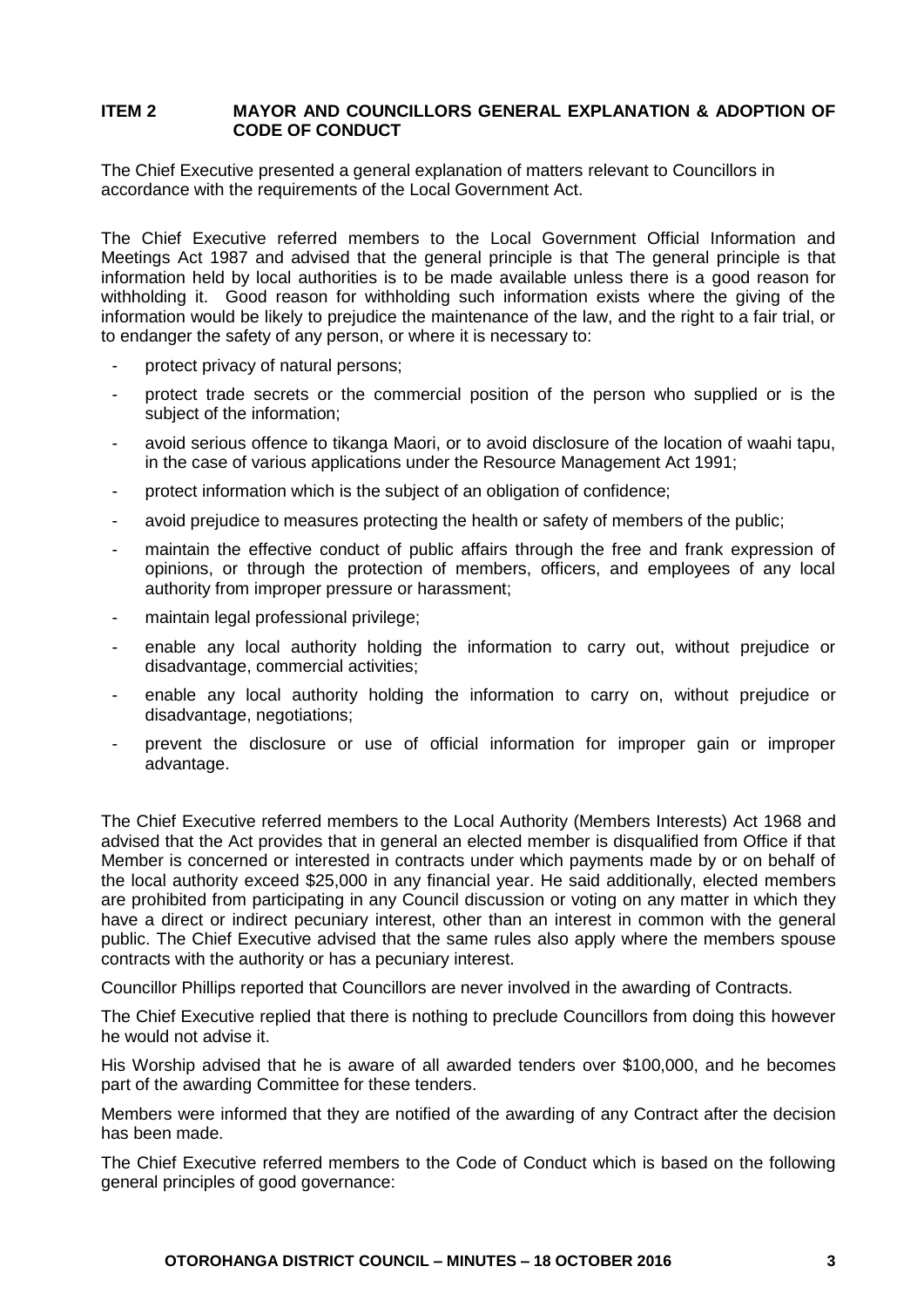**ITEM 2 MAYOR AND COUNCILLORS GENERAL EXPLANATION & ADOPTION OF CODE OF CONDUCT**

The Chief Executive presented a general explanation of matters relevant to Councillors in accordance with the requirements of the Local Government Act.

The Chief Executive referred members to the Local Government Official Information and Meetings Act 1987 and advised that the general principle is that The general principle is that information held by local authorities is to be made available unless there is a good reason for withholding it. Good reason for withholding such information exists where the giving of the information would be likely to prejudice the maintenance of the law, and the right to a fair trial, or to endanger the safety of any person, or where it is necessary to:

- protect privacy of natural persons;
- protect trade secrets or the commercial position of the person who supplied or is the subject of the information;
- avoid serious offence to tikanga Maori, or to avoid disclosure of the location of waahi tapu, in the case of various applications under the Resource Management Act 1991;
- protect information which is the subject of an obligation of confidence;
- avoid prejudice to measures protecting the health or safety of members of the public;
- maintain the effective conduct of public affairs through the free and frank expression of opinions, or through the protection of members, officers, and employees of any local authority from improper pressure or harassment;
- maintain legal professional privilege;
- enable any local authority holding the information to carry out, without prejudice or disadvantage, commercial activities;
- enable any local authority holding the information to carry on, without prejudice or disadvantage, negotiations;
- prevent the disclosure or use of official information for improper gain or improper advantage.

The Chief Executive referred members to the Local Authority (Members Interests) Act 1968 and advised that the Act provides that in general an elected member is disqualified from Office if that Member is concerned or interested in contracts under which payments made by or on behalf of the local authority exceed $25,000 in any financial year. He said additionally, elected members are prohibited from participating in any Council discussion or voting on any matter in which they have a direct or indirect pecuniary interest, other than an interest in common with the general public. The Chief Executive advised that the same rules also apply where the members spouse contracts with the authority or has a pecuniary interest.

Councillor Phillips reported that Councillors are never involved in the awarding of Contracts.

The Chief Executive replied that there is nothing to preclude Councillors from doing this however he would not advise it.

His Worship advised that he is aware of all awarded tenders over $100,000, and he becomes part of the awarding Committee for these tenders.

Members were informed that they are notified of the awarding of any Contract after the decision has been made.

The Chief Executive referred members to the Code of Conduct which is based on the following general principles of good governance: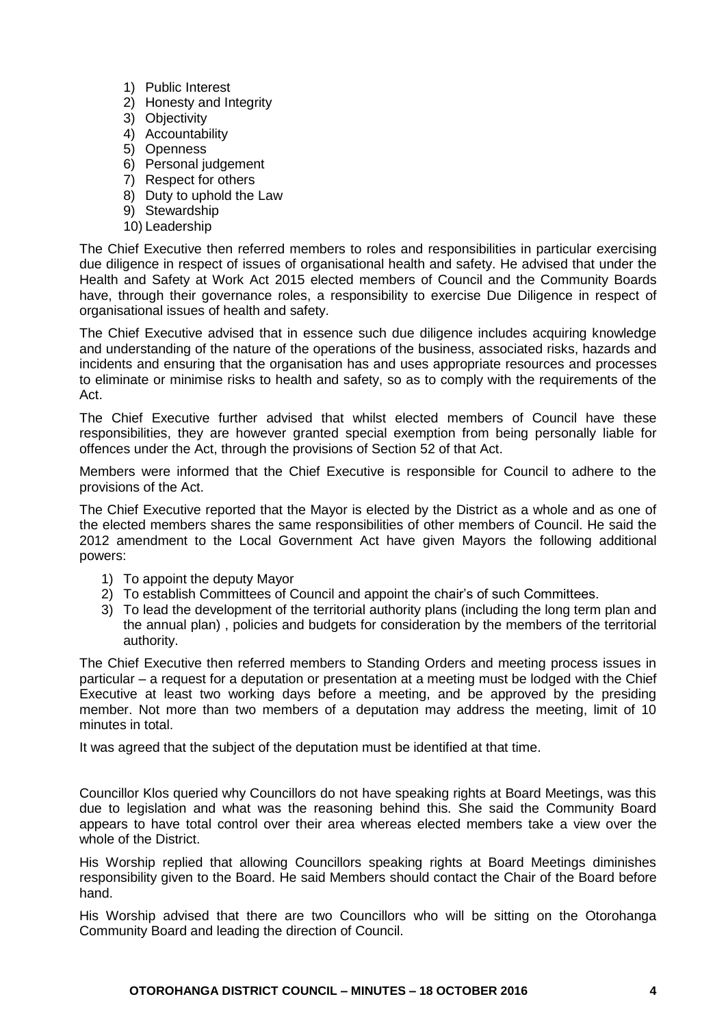1) Public Interest
2) Honesty and Integrity
3) Objectivity
4) Accountability
5) Openness
6) Personal judgement
7) Respect for others
8) Duty to uphold the Law
9) Stewardship
10) Leadership

The Chief Executive then referred members to roles and responsibilities in particular exercising due diligence in respect of issues of organisational health and safety. He advised that under the Health and Safety at Work Act 2015 elected members of Council and the Community Boards have, through their governance roles, a responsibility to exercise Due Diligence in respect of organisational issues of health and safety.

The Chief Executive advised that in essence such due diligence includes acquiring knowledge and understanding of the nature of the operations of the business, associated risks, hazards and incidents and ensuring that the organisation has and uses appropriate resources and processes to eliminate or minimise risks to health and safety, so as to comply with the requirements of the Act.

The Chief Executive further advised that whilst elected members of Council have these responsibilities, they are however granted special exemption from being personally liable for offences under the Act, through the provisions of Section 52 of that Act.

Members were informed that the Chief Executive is responsible for Council to adhere to the provisions of the Act.

The Chief Executive reported that the Mayor is elected by the District as a whole and as one of the elected members shares the same responsibilities of other members of Council. He said the 2012 amendment to the Local Government Act have given Mayors the following additional powers:

1) To appoint the deputy Mayor
2) To establish Committees of Council and appoint the chair's of such Committees.
3) To lead the development of the territorial authority plans (including the long term plan and the annual plan) , policies and budgets for consideration by the members of the territorial authority.

The Chief Executive then referred members to Standing Orders and meeting process issues in particular – a request for a deputation or presentation at a meeting must be lodged with the Chief Executive at least two working days before a meeting, and be approved by the presiding member. Not more than two members of a deputation may address the meeting, limit of 10 minutes in total.

It was agreed that the subject of the deputation must be identified at that time.

Councillor Klos queried why Councillors do not have speaking rights at Board Meetings, was this due to legislation and what was the reasoning behind this. She said the Community Board appears to have total control over their area whereas elected members take a view over the whole of the District.

His Worship replied that allowing Councillors speaking rights at Board Meetings diminishes responsibility given to the Board. He said Members should contact the Chair of the Board before hand.

His Worship advised that there are two Councillors who will be sitting on the Otorohanga Community Board and leading the direction of Council.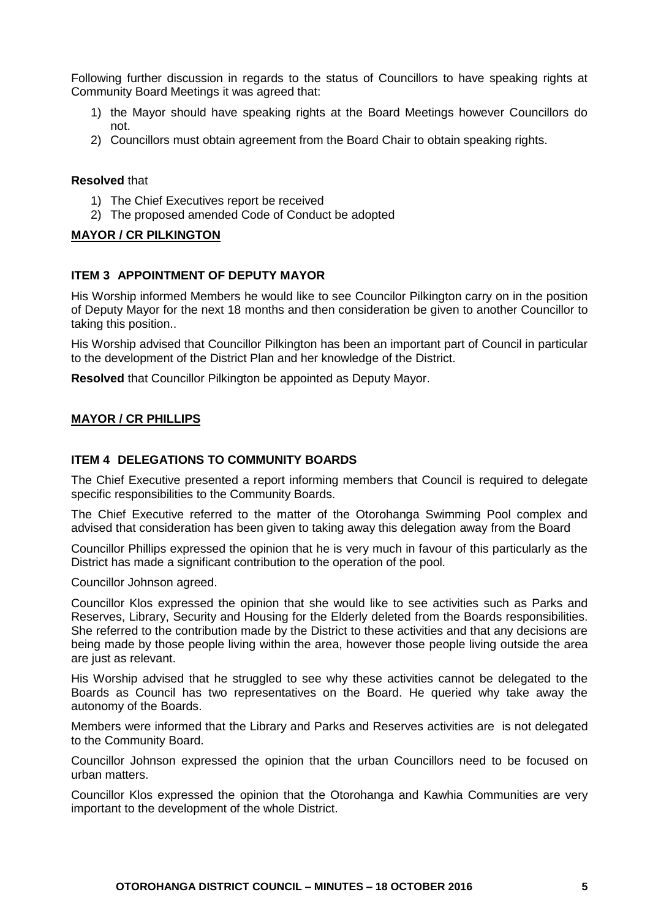Following further discussion in regards to the status of Councillors to have speaking rights at Community Board Meetings it was agreed that:

1) the Mayor should have speaking rights at the Board Meetings however Councillors do not.
2) Councillors must obtain agreement from the Board Chair to obtain speaking rights.

**Resolved** that

1) The Chief Executives report be received
2) The proposed amended Code of Conduct be adopted

**MAYOR / CR PILKINGTON**

**ITEM 3 APPOINTMENT OF DEPUTY MAYOR**

His Worship informed Members he would like to see Councilor Pilkington carry on in the position of Deputy Mayor for the next 18 months and then consideration be given to another Councillor to taking this position..

His Worship advised that Councillor Pilkington has been an important part of Council in particular to the development of the District Plan and her knowledge of the District.

**Resolved** that Councillor Pilkington be appointed as Deputy Mayor.

**MAYOR / CR PHILLIPS**

**ITEM 4 DELEGATIONS TO COMMUNITY BOARDS**

The Chief Executive presented a report informing members that Council is required to delegate specific responsibilities to the Community Boards.

The Chief Executive referred to the matter of the Otorohanga Swimming Pool complex and advised that consideration has been given to taking away this delegation away from the Board

Councillor Phillips expressed the opinion that he is very much in favour of this particularly as the District has made a significant contribution to the operation of the pool.

Councillor Johnson agreed.

Councillor Klos expressed the opinion that she would like to see activities such as Parks and Reserves, Library, Security and Housing for the Elderly deleted from the Boards responsibilities. She referred to the contribution made by the District to these activities and that any decisions are being made by those people living within the area, however those people living outside the area are just as relevant.

His Worship advised that he struggled to see why these activities cannot be delegated to the Boards as Council has two representatives on the Board. He queried why take away the autonomy of the Boards.

Members were informed that the Library and Parks and Reserves activities are is not delegated to the Community Board.

Councillor Johnson expressed the opinion that the urban Councillors need to be focused on urban matters.

Councillor Klos expressed the opinion that the Otorohanga and Kawhia Communities are very important to the development of the whole District.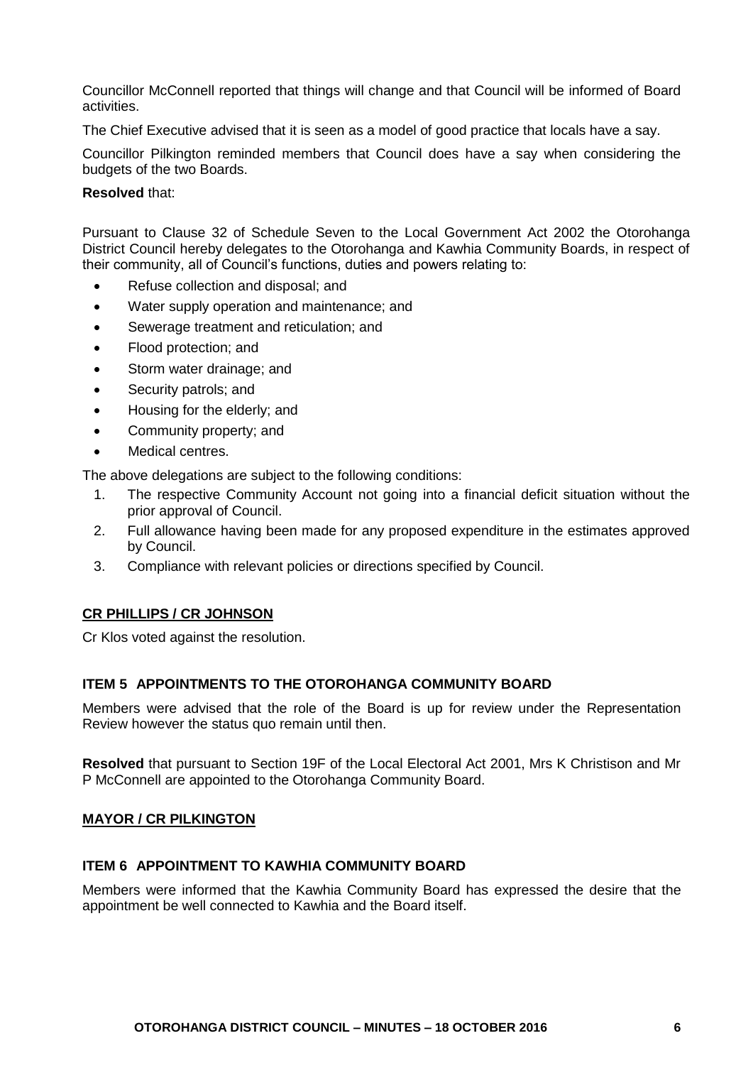Councillor McConnell reported that things will change and that Council will be informed of Board activities.

The Chief Executive advised that it is seen as a model of good practice that locals have a say.

Councillor Pilkington reminded members that Council does have a say when considering the budgets of the two Boards.

**Resolved** that:

Pursuant to Clause 32 of Schedule Seven to the Local Government Act 2002 the Otorohanga District Council hereby delegates to the Otorohanga and Kawhia Community Boards, in respect of their community, all of Council's functions, duties and powers relating to:

- Refuse collection and disposal; and
- Water supply operation and maintenance; and
- Sewerage treatment and reticulation; and
- Flood protection; and
- Storm water drainage; and
- Security patrols; and
- Housing for the elderly; and
- Community property; and
- Medical centres.

The above delegations are subject to the following conditions:

1. The respective Community Account not going into a financial deficit situation without the prior approval of Council.
2. Full allowance having been made for any proposed expenditure in the estimates approved by Council.
3. Compliance with relevant policies or directions specified by Council.

**CR PHILLIPS / CR JOHNSON**

Cr Klos voted against the resolution.

### ITEM 5 APPOINTMENTS TO THE OTOROHANGA COMMUNITY BOARD

Members were advised that the role of the Board is up for review under the Representation Review however the status quo remain until then.

**Resolved** that pursuant to Section 19F of the Local Electoral Act 2001, Mrs K Christison and Mr P McConnell are appointed to the Otorohanga Community Board.

**MAYOR / CR PILKINGTON**

### ITEM 6 APPOINTMENT TO KAWHIA COMMUNITY BOARD

Members were informed that the Kawhia Community Board has expressed the desire that the appointment be well connected to Kawhia and the Board itself.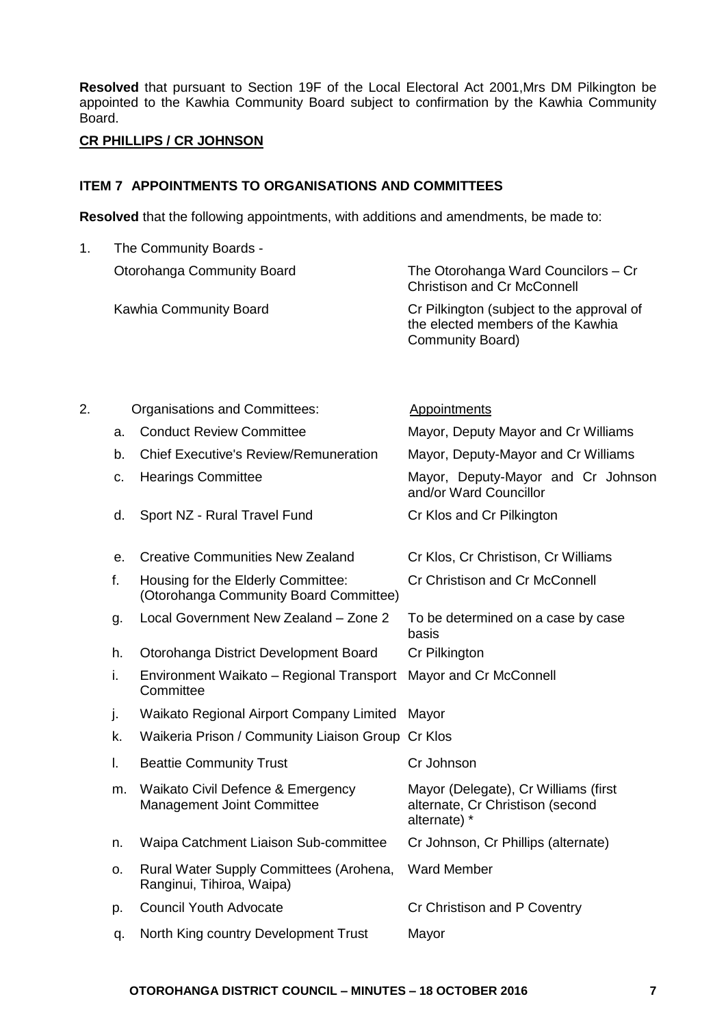**Resolved** that pursuant to Section 19F of the Local Electoral Act 2001,Mrs DM Pilkington be appointed to the Kawhia Community Board subject to confirmation by the Kawhia Community Board.

**CR PHILLIPS / CR JOHNSON**

**ITEM 7 APPOINTMENTS TO ORGANISATIONS AND COMMITTEES**

**Resolved** that the following appointments, with additions and amendments, be made to:

1. The Community Boards -

| | |
|---|---|
| Otorohanga Community Board | The Otorohanga Ward Councilors – Cr Christison and Cr McConnell |
| Kawhia Community Board | Cr Pilkington (subject to the approval of the elected members of the Kawhia Community Board) |

2. Organisations and Committees:

| | Organisations and Committees | Appointments |
|---|---|---|
| a. | Conduct Review Committee | Mayor, Deputy Mayor and Cr Williams |
| b. | Chief Executive's Review/Remuneration | Mayor, Deputy-Mayor and Cr Williams |
| c. | Hearings Committee | Mayor, Deputy-Mayor and Cr Johnson and/or Ward Councillor |
| d. | Sport NZ - Rural Travel Fund | Cr Klos and Cr Pilkington |
| e. | Creative Communities New Zealand | Cr Klos, Cr Christison, Cr Williams |
| f. | Housing for the Elderly Committee: (Otorohanga Community Board Committee) | Cr Christison and Cr McConnell |
| g. | Local Government New Zealand – Zone 2 | To be determined on a case by case basis |
| h. | Otorohanga District Development Board | Cr Pilkington |
| i. | Environment Waikato – Regional Transport Committee | Mayor and Cr McConnell |
| j. | Waikato Regional Airport Company Limited | Mayor |
| k. | Waikeria Prison / Community Liaison Group | Cr Klos |
| l. | Beattie Community Trust | Cr Johnson |
| m. | Waikato Civil Defence & Emergency Management Joint Committee | Mayor (Delegate), Cr Williams (first alternate, Cr Christison (second alternate) * |
| n. | Waipa Catchment Liaison Sub-committee | Cr Johnson, Cr Phillips (alternate) |
| o. | Rural Water Supply Committees (Arohena, Ranginui, Tihiroa, Waipa) | Ward Member |
| p. | Council Youth Advocate | Cr Christison and P Coventry |
| q. | North King country Development Trust | Mayor |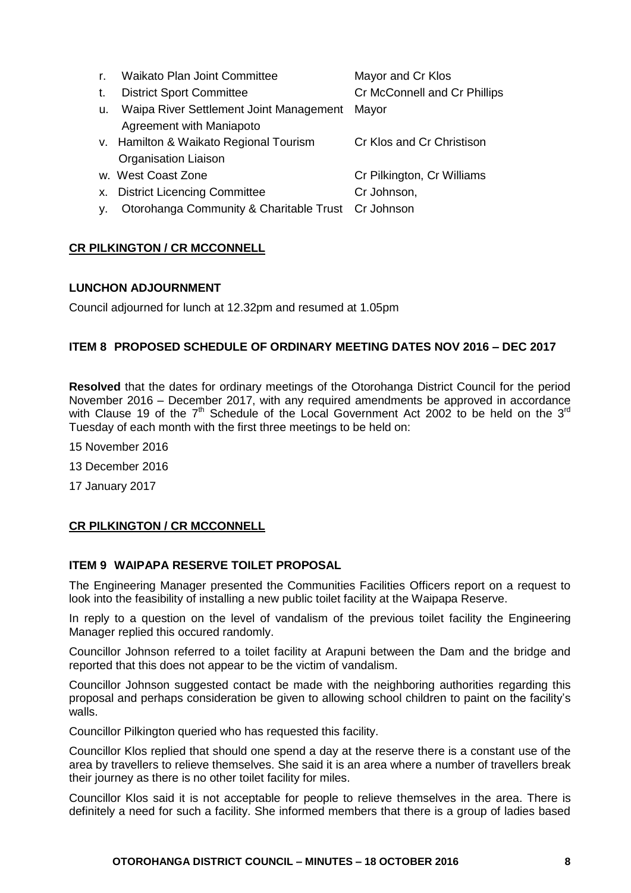| | | |
|---|---|---|
| r. | Waikato Plan Joint Committee | Mayor and Cr Klos |
| t. | District Sport Committee | Cr McConnell and Cr Phillips |
| u. | Waipa River Settlement Joint Management Agreement with Maniapoto | Mayor |
| v. | Hamilton & Waikato Regional Tourism Organisation Liaison | Cr Klos and Cr Christison |
| w. | West Coast Zone | Cr Pilkington, Cr Williams |
| x. | District Licencing Committee | Cr Johnson, |
| y. | Otorohanga Community & Charitable Trust | Cr Johnson |

**CR PILKINGTON / CR MCCONNELL**

**LUNCHON ADJOURNMENT**

Council adjourned for lunch at 12.32pm and resumed at 1.05pm

**ITEM 8 PROPOSED SCHEDULE OF ORDINARY MEETING DATES NOV 2016 – DEC 2017**

**Resolved** that the dates for ordinary meetings of the Otorohanga District Council for the period November 2016 – December 2017, with any required amendments be approved in accordance with Clause 19 of the 7th Schedule of the Local Government Act 2002 to be held on the 3rd Tuesday of each month with the first three meetings to be held on:

15 November 2016

13 December 2016

17 January 2017

**CR PILKINGTON / CR MCCONNELL**

**ITEM 9 WAIPAPA RESERVE TOILET PROPOSAL**

The Engineering Manager presented the Communities Facilities Officers report on a request to look into the feasibility of installing a new public toilet facility at the Waipapa Reserve.

In reply to a question on the level of vandalism of the previous toilet facility the Engineering Manager replied this occured randomly.

Councillor Johnson referred to a toilet facility at Arapuni between the Dam and the bridge and reported that this does not appear to be the victim of vandalism.

Councillor Johnson suggested contact be made with the neighboring authorities regarding this proposal and perhaps consideration be given to allowing school children to paint on the facility's walls.

Councillor Pilkington queried who has requested this facility.

Councillor Klos replied that should one spend a day at the reserve there is a constant use of the area by travellers to relieve themselves. She said it is an area where a number of travellers break their journey as there is no other toilet facility for miles.

Councillor Klos said it is not acceptable for people to relieve themselves in the area. There is definitely a need for such a facility. She informed members that there is a group of ladies based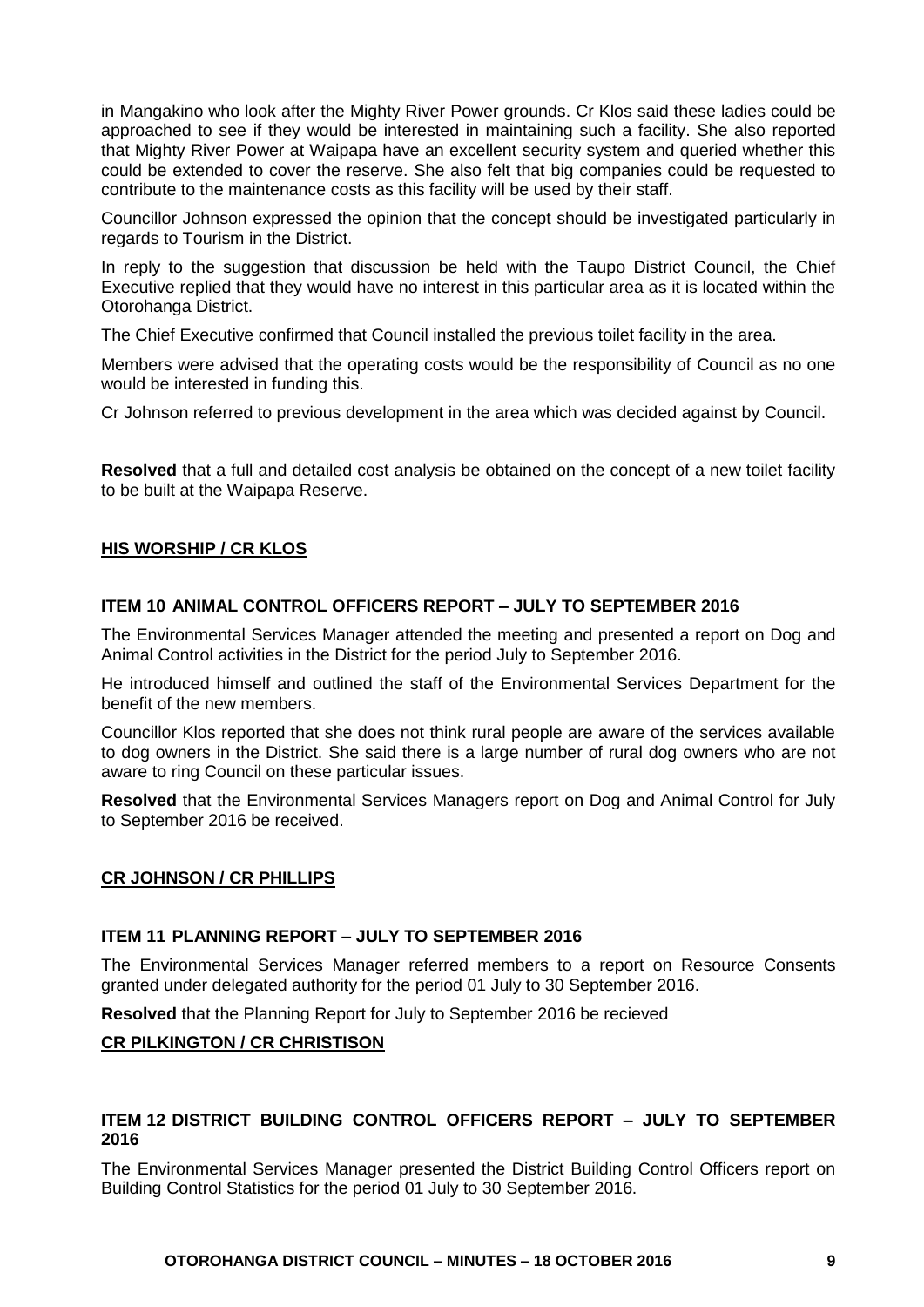in Mangakino who look after the Mighty River Power grounds. Cr Klos said these ladies could be approached to see if they would be interested in maintaining such a facility. She also reported that Mighty River Power at Waipapa have an excellent security system and queried whether this could be extended to cover the reserve. She also felt that big companies could be requested to contribute to the maintenance costs as this facility will be used by their staff.

Councillor Johnson expressed the opinion that the concept should be investigated particularly in regards to Tourism in the District.

In reply to the suggestion that discussion be held with the Taupo District Council, the Chief Executive replied that they would have no interest in this particular area as it is located within the Otorohanga District.

The Chief Executive confirmed that Council installed the previous toilet facility in the area.

Members were advised that the operating costs would be the responsibility of Council as no one would be interested in funding this.

Cr Johnson referred to previous development in the area which was decided against by Council.

**Resolved** that a full and detailed cost analysis be obtained on the concept of a new toilet facility to be built at the Waipapa Reserve.

**HIS WORSHIP / CR KLOS**

### ITEM 10 ANIMAL CONTROL OFFICERS REPORT – JULY TO SEPTEMBER 2016

The Environmental Services Manager attended the meeting and presented a report on Dog and Animal Control activities in the District for the period July to September 2016.

He introduced himself and outlined the staff of the Environmental Services Department for the benefit of the new members.

Councillor Klos reported that she does not think rural people are aware of the services available to dog owners in the District. She said there is a large number of rural dog owners who are not aware to ring Council on these particular issues.

**Resolved** that the Environmental Services Managers report on Dog and Animal Control for July to September 2016 be received.

**CR JOHNSON / CR PHILLIPS**

### ITEM 11 PLANNING REPORT – JULY TO SEPTEMBER 2016

The Environmental Services Manager referred members to a report on Resource Consents granted under delegated authority for the period 01 July to 30 September 2016.

**Resolved** that the Planning Report for July to September 2016 be recieved

**CR PILKINGTON / CR CHRISTISON**

### ITEM 12 DISTRICT BUILDING CONTROL OFFICERS REPORT – JULY TO SEPTEMBER 2016

The Environmental Services Manager presented the District Building Control Officers report on Building Control Statistics for the period 01 July to 30 September 2016.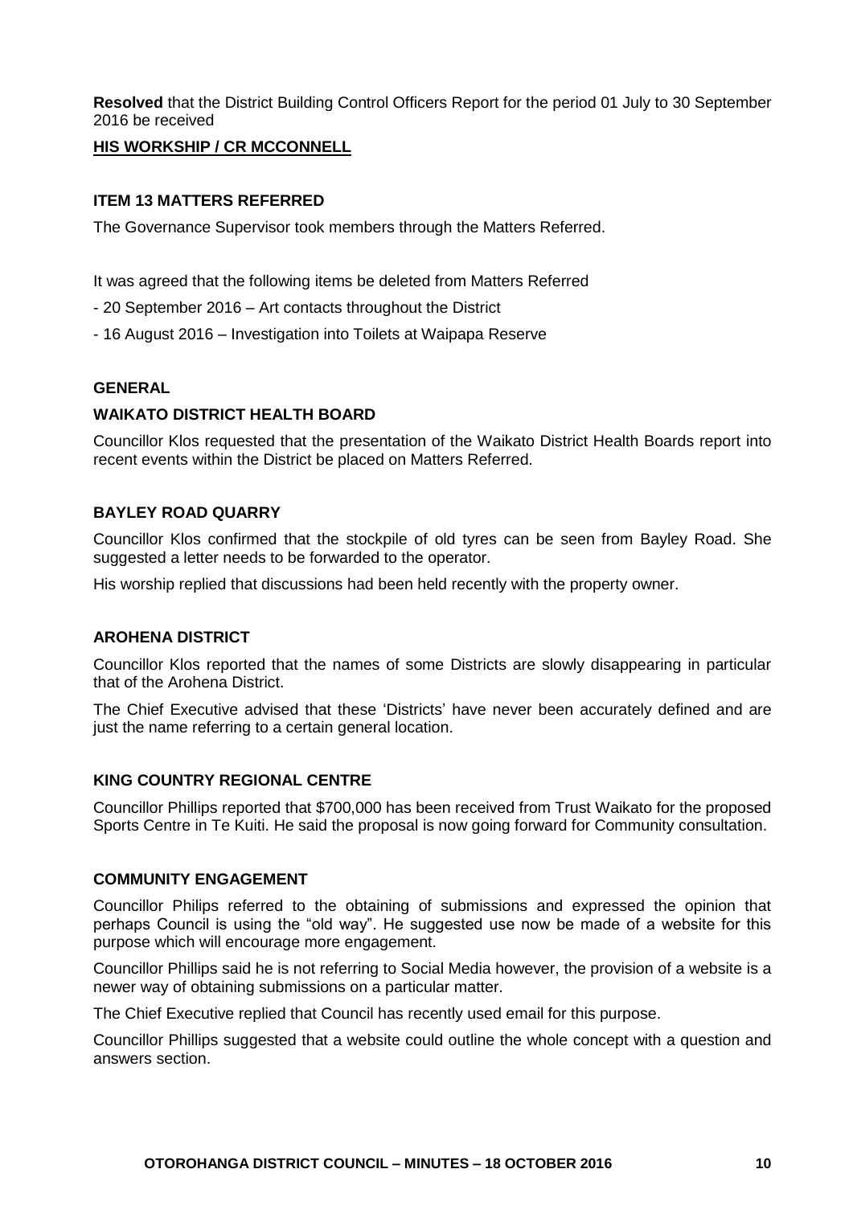**Resolved** that the District Building Control Officers Report for the period 01 July to 30 September 2016 be received

**HIS WORKSHIP / CR MCCONNELL**

### ITEM 13 MATTERS REFERRED

The Governance Supervisor took members through the Matters Referred.

It was agreed that the following items be deleted from Matters Referred

- 20 September 2016 – Art contacts throughout the District
- 16 August 2016 – Investigation into Toilets at Waipapa Reserve

### GENERAL

#### WAIKATO DISTRICT HEALTH BOARD

Councillor Klos requested that the presentation of the Waikato District Health Boards report into recent events within the District be placed on Matters Referred.

#### BAYLEY ROAD QUARRY

Councillor Klos confirmed that the stockpile of old tyres can be seen from Bayley Road. She suggested a letter needs to be forwarded to the operator.

His worship replied that discussions had been held recently with the property owner.

#### AROHENA DISTRICT

Councillor Klos reported that the names of some Districts are slowly disappearing in particular that of the Arohena District.

The Chief Executive advised that these 'Districts' have never been accurately defined and are just the name referring to a certain general location.

#### KING COUNTRY REGIONAL CENTRE

Councillor Phillips reported that $700,000 has been received from Trust Waikato for the proposed Sports Centre in Te Kuiti. He said the proposal is now going forward for Community consultation.

#### COMMUNITY ENGAGEMENT

Councillor Philips referred to the obtaining of submissions and expressed the opinion that perhaps Council is using the "old way". He suggested use now be made of a website for this purpose which will encourage more engagement.

Councillor Phillips said he is not referring to Social Media however, the provision of a website is a newer way of obtaining submissions on a particular matter.

The Chief Executive replied that Council has recently used email for this purpose.

Councillor Phillips suggested that a website could outline the whole concept with a question and answers section.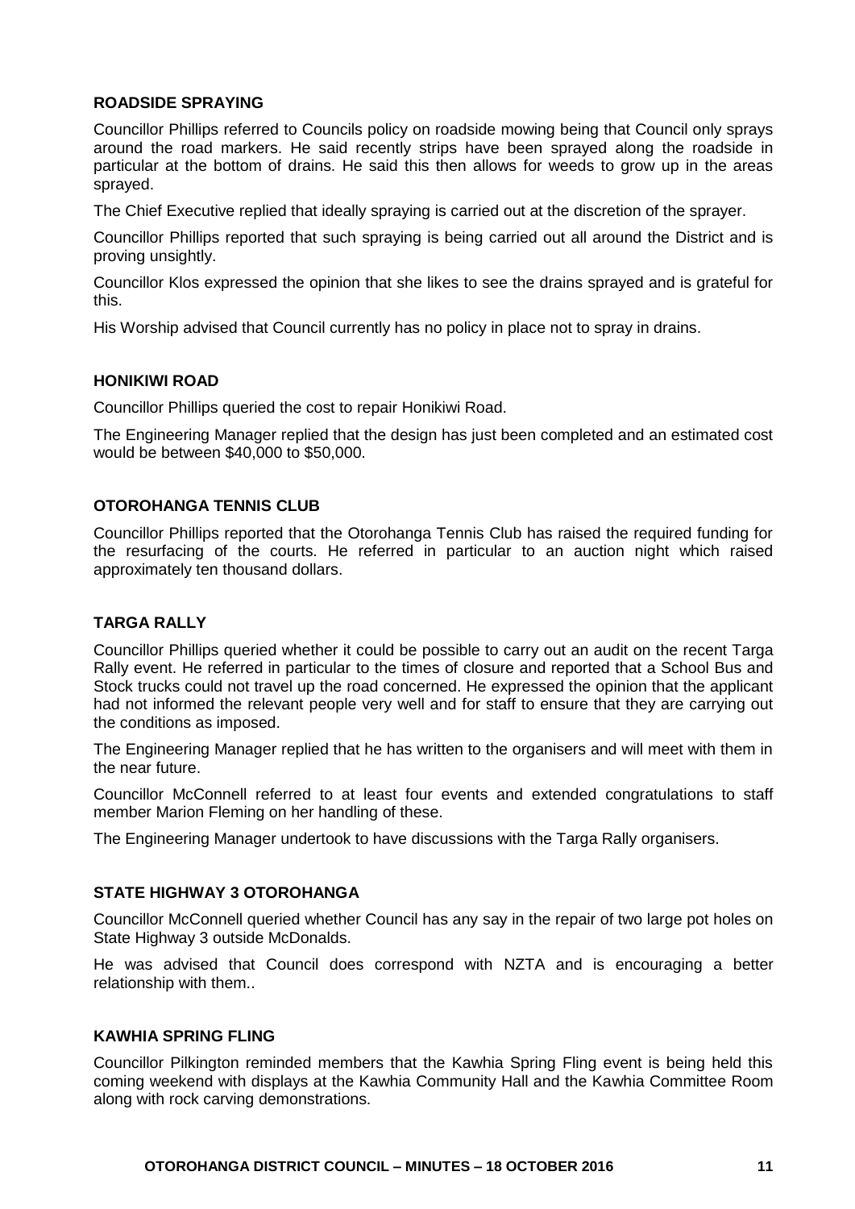**ROADSIDE SPRAYING**

Councillor Phillips referred to Councils policy on roadside mowing being that Council only sprays around the road markers. He said recently strips have been sprayed along the roadside in particular at the bottom of drains. He said this then allows for weeds to grow up in the areas sprayed.

The Chief Executive replied that ideally spraying is carried out at the discretion of the sprayer.

Councillor Phillips reported that such spraying is being carried out all around the District and is proving unsightly.

Councillor Klos expressed the opinion that she likes to see the drains sprayed and is grateful for this.

His Worship advised that Council currently has no policy in place not to spray in drains.

**HONIKIWI ROAD**

Councillor Phillips queried the cost to repair Honikiwi Road.

The Engineering Manager replied that the design has just been completed and an estimated cost would be between $40,000 to $50,000.

**OTOROHANGA TENNIS CLUB**

Councillor Phillips reported that the Otorohanga Tennis Club has raised the required funding for the resurfacing of the courts. He referred in particular to an auction night which raised approximately ten thousand dollars.

**TARGA RALLY**

Councillor Phillips queried whether it could be possible to carry out an audit on the recent Targa Rally event. He referred in particular to the times of closure and reported that a School Bus and Stock trucks could not travel up the road concerned. He expressed the opinion that the applicant had not informed the relevant people very well and for staff to ensure that they are carrying out the conditions as imposed.

The Engineering Manager replied that he has written to the organisers and will meet with them in the near future.

Councillor McConnell referred to at least four events and extended congratulations to staff member Marion Fleming on her handling of these.

The Engineering Manager undertook to have discussions with the Targa Rally organisers.

**STATE HIGHWAY 3 OTOROHANGA**

Councillor McConnell queried whether Council has any say in the repair of two large pot holes on State Highway 3 outside McDonalds.

He was advised that Council does correspond with NZTA and is encouraging a better relationship with them..

**KAWHIA SPRING FLING**

Councillor Pilkington reminded members that the Kawhia Spring Fling event is being held this coming weekend with displays at the Kawhia Community Hall and the Kawhia Committee Room along with rock carving demonstrations.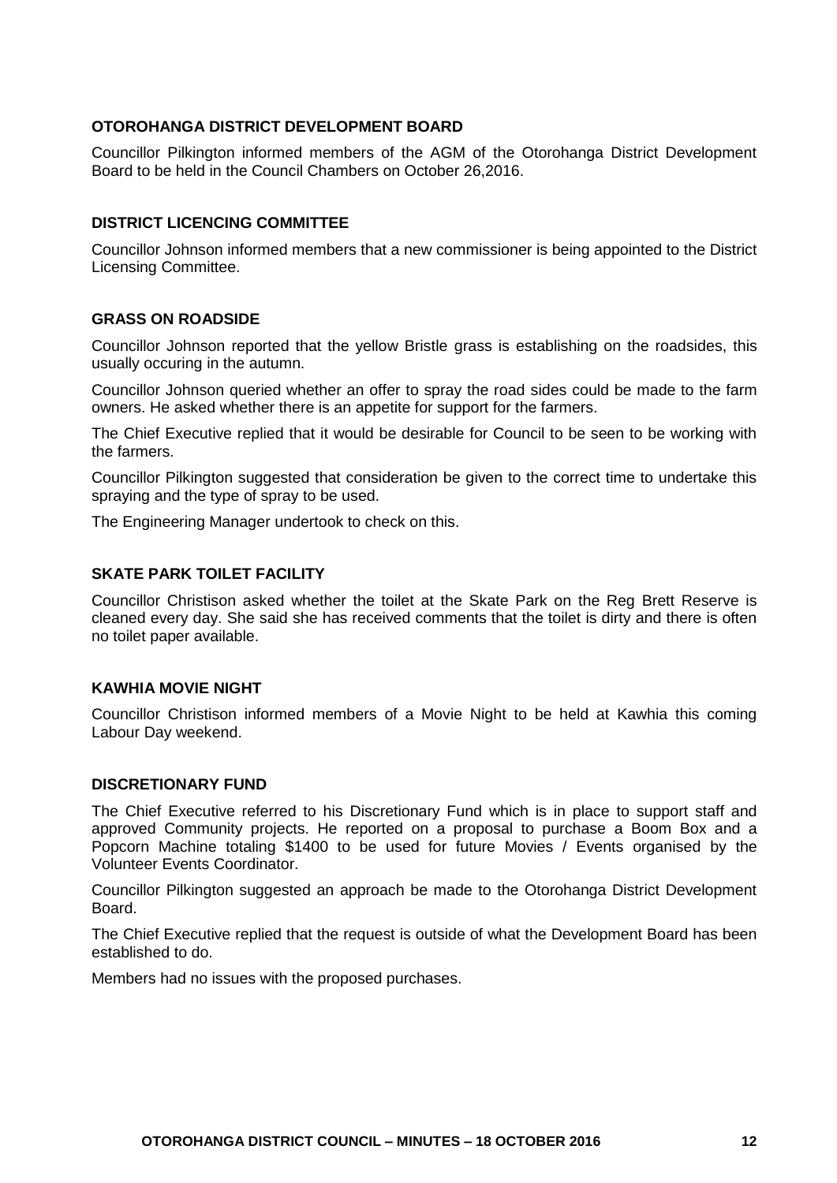## OTOROHANGA DISTRICT DEVELOPMENT BOARD

Councillor Pilkington informed members of the AGM of the Otorohanga District Development Board to be held in the Council Chambers on October 26,2016.

## DISTRICT LICENCING COMMITTEE

Councillor Johnson informed members that a new commissioner is being appointed to the District Licensing Committee.

## GRASS ON ROADSIDE

Councillor Johnson reported that the yellow Bristle grass is establishing on the roadsides, this usually occuring in the autumn.

Councillor Johnson queried whether an offer to spray the road sides could be made to the farm owners. He asked whether there is an appetite for support for the farmers.

The Chief Executive replied that it would be desirable for Council to be seen to be working with the farmers.

Councillor Pilkington suggested that consideration be given to the correct time to undertake this spraying and the type of spray to be used.

The Engineering Manager undertook to check on this.

## SKATE PARK TOILET FACILITY

Councillor Christison asked whether the toilet at the Skate Park on the Reg Brett Reserve is cleaned every day. She said she has received comments that the toilet is dirty and there is often no toilet paper available.

## KAWHIA MOVIE NIGHT

Councillor Christison informed members of a Movie Night to be held at Kawhia this coming Labour Day weekend.

## DISCRETIONARY FUND

The Chief Executive referred to his Discretionary Fund which is in place to support staff and approved Community projects. He reported on a proposal to purchase a Boom Box and a Popcorn Machine totaling $1400 to be used for future Movies / Events organised by the Volunteer Events Coordinator.

Councillor Pilkington suggested an approach be made to the Otorohanga District Development Board.

The Chief Executive replied that the request is outside of what the Development Board has been established to do.

Members had no issues with the proposed purchases.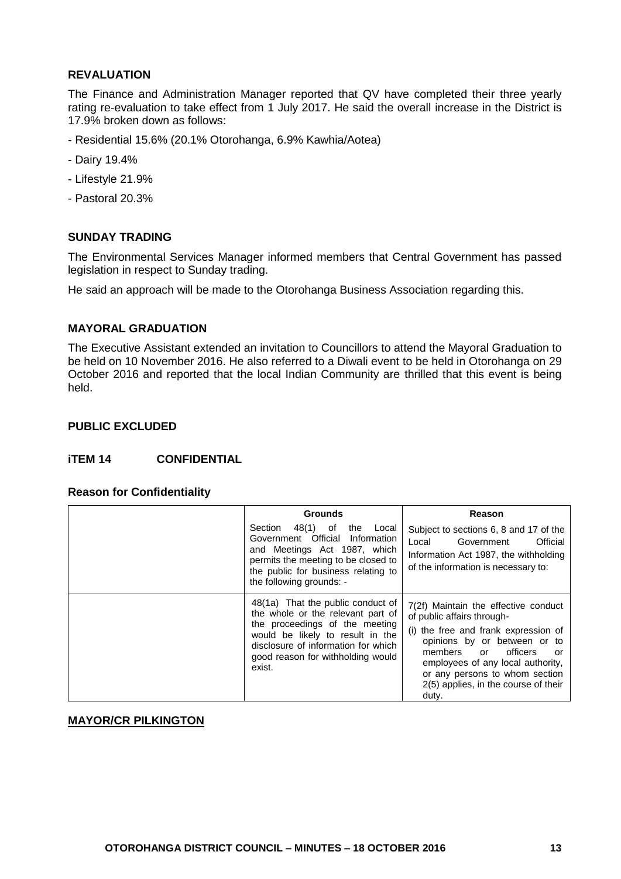## REVALUATION

The Finance and Administration Manager reported that QV have completed their three yearly rating re-evaluation to take effect from 1 July 2017. He said the overall increase in the District is 17.9% broken down as follows:

- Residential 15.6% (20.1% Otorohanga, 6.9% Kawhia/Aotea)
- Dairy 19.4%
- Lifestyle 21.9%
- Pastoral 20.3%

## SUNDAY TRADING

The Environmental Services Manager informed members that Central Government has passed legislation in respect to Sunday trading.

He said an approach will be made to the Otorohanga Business Association regarding this.

## MAYORAL GRADUATION

The Executive Assistant extended an invitation to Councillors to attend the Mayoral Graduation to be held on 10 November 2016. He also referred to a Diwali event to be held in Otorohanga on 29 October 2016 and reported that the local Indian Community are thrilled that this event is being held.

## PUBLIC EXCLUDED

## iTEM 14 CONFIDENTIAL

**Reason for Confidentiality**

| | Grounds | Reason |
|---|---|---|
| | Section 48(1) of the Local Government Official Information and Meetings Act 1987, which permits the meeting to be closed to the public for business relating to the following grounds: - | Subject to sections 6, 8 and 17 of the Local Government Official Information Act 1987, the withholding of the information is necessary to: |
| | 48(1a) That the public conduct of the whole or the relevant part of the proceedings of the meeting would be likely to result in the disclosure of information for which good reason for withholding would exist. | 7(2f) Maintain the effective conduct of public affairs through- (i) the free and frank expression of opinions by or between or to members or officers or employees of any local authority, or any persons to whom section 2(5) applies, in the course of their duty. |

**MAYOR/CR PILKINGTON**